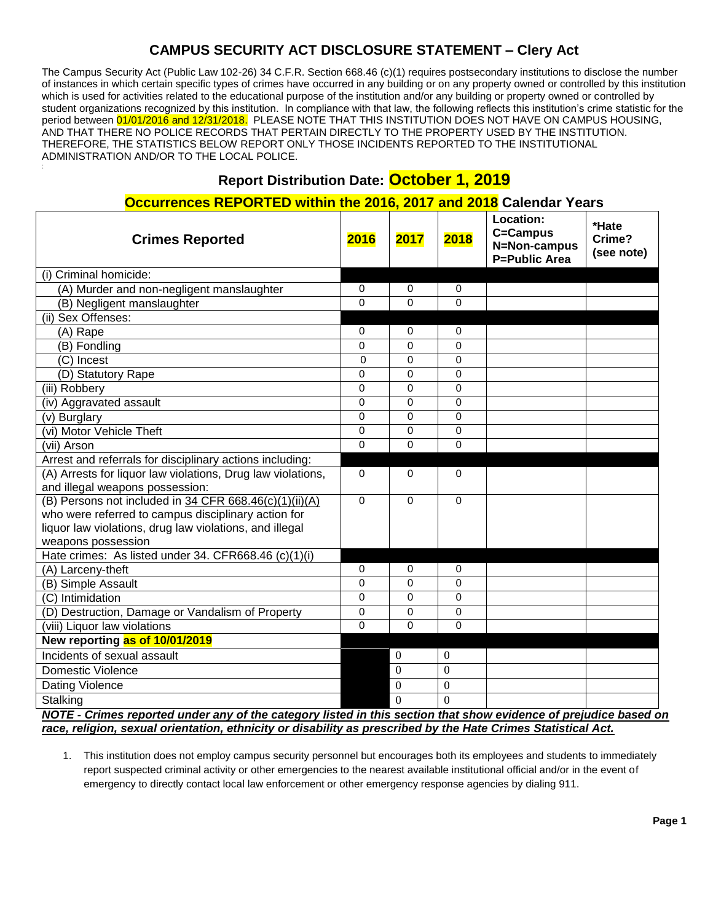# CAMPUS SECURITY ACT DISCLOSURE STATEMENT – Clery Act

The Campus Security Act (Public Law 102-26) 34 C.F.R. Section 668.46 (c)(1) requires postsecondary institutions to disclose the number of instances in which certain specific types of crimes have occurred in any building or on any property owned or controlled by this institution which is used for activities related to the educational purpose of the institution and/or any building or property owned or controlled by student organizations recognized by this institution. In compliance with that law, the following reflects this institution's crime statistic for the period between 01/01/2016 and 12/31/2018. PLEASE NOTE THAT THIS INSTITUTION DOES NOT HAVE ON CAMPUS HOUSING, AND THAT THERE NO POLICE RECORDS THAT PERTAIN DIRECTLY TO THE PROPERTY USED BY THE INSTITUTION. THEREFORE, THE STATISTICS BELOW REPORT ONLY THOSE INCIDENTS REPORTED TO THE INSTITUTIONAL ADMINISTRATION AND/OR TO THE LOCAL POLICE.

## Report Distribution Date: October 1, 2019

## Occurrences REPORTED within the 2016, 2017 and 2018 Calendar Years

| Crimes Reported | 2016 | 2017 | 2018 | Location: C=Campus N=Non-campus P=Public Area | *Hate Crime? (see note) |
|---|---|---|---|---|---|
| (i) Criminal homicide: | | | | | |
| (A) Murder and non-negligent manslaughter | 0 | 0 | 0 | | |
| (B) Negligent manslaughter | 0 | 0 | 0 | | |
| (ii) Sex Offenses: | | | | | |
| (A) Rape | 0 | 0 | 0 | | |
| (B) Fondling | 0 | 0 | 0 | | |
| (C) Incest | 0 | 0 | 0 | | |
| (D) Statutory Rape | 0 | 0 | 0 | | |
| (iii) Robbery | 0 | 0 | 0 | | |
| (iv) Aggravated assault | 0 | 0 | 0 | | |
| (v) Burglary | 0 | 0 | 0 | | |
| (vi) Motor Vehicle Theft | 0 | 0 | 0 | | |
| (vii) Arson | 0 | 0 | 0 | | |
| Arrest and referrals for disciplinary actions including: | | | | | |
| (A) Arrests for liquor law violations, Drug law violations, and illegal weapons possession: | 0 | 0 | 0 | | |
| (B) Persons not included in 34 CFR 668.46(c)(1)(ii)(A) who were referred to campus disciplinary action for liquor law violations, drug law violations, and illegal weapons possession | 0 | 0 | 0 | | |
| Hate crimes: As listed under 34. CFR668.46 (c)(1)(i) | | | | | |
| (A) Larceny-theft | 0 | 0 | 0 | | |
| (B) Simple Assault | 0 | 0 | 0 | | |
| (C) Intimidation | 0 | 0 | 0 | | |
| (D) Destruction, Damage or Vandalism of Property | 0 | 0 | 0 | | |
| (viii) Liquor law violations | 0 | 0 | 0 | | |
| **New reporting as of 10/01/2019** | | | | | |
| Incidents of sexual assault | | 0 | 0 | | |
| Domestic Violence | | 0 | 0 | | |
| Dating Violence | | 0 | 0 | | |
| Stalking | | 0 | 0 | | |

***NOTE - Crimes reported under any of the category listed in this section that show evidence of prejudice based on race, religion, sexual orientation, ethnicity or disability as prescribed by the Hate Crimes Statistical Act.***

1. This institution does not employ campus security personnel but encourages both its employees and students to immediately report suspected criminal activity or other emergencies to the nearest available institutional official and/or in the event of emergency to directly contact local law enforcement or other emergency response agencies by dialing 911.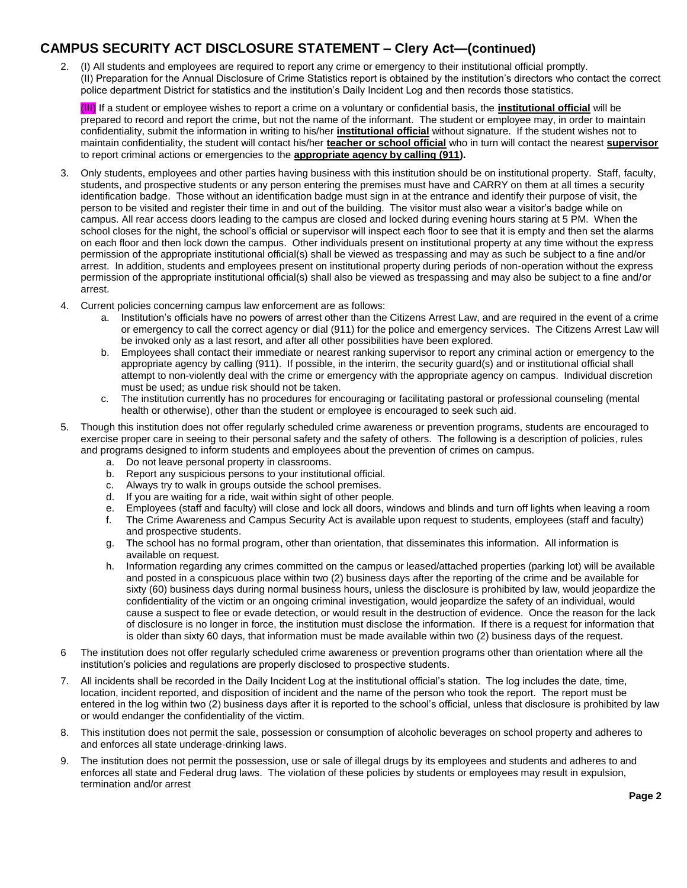## CAMPUS SECURITY ACT DISCLOSURE STATEMENT – Clery Act—(continued)

2. (I) All students and employees are required to report any crime or emergency to their institutional official promptly.
   (II) Preparation for the Annual Disclosure of Crime Statistics report is obtained by the institution's directors who contact the correct police department District for statistics and the institution's Daily Incident Log and then records those statistics.

   (III) If a student or employee wishes to report a crime on a voluntary or confidential basis, the **institutional official** will be prepared to record and report the crime, but not the name of the informant. The student or employee may, in order to maintain confidentiality, submit the information in writing to his/her **institutional official** without signature. If the student wishes not to maintain confidentiality, the student will contact his/her **teacher or school official** who in turn will contact the nearest **supervisor** to report criminal actions or emergencies to the **appropriate agency by calling (911).**

3. Only students, employees and other parties having business with this institution should be on institutional property. Staff, faculty, students, and prospective students or any person entering the premises must have and CARRY on them at all times a security identification badge. Those without an identification badge must sign in at the entrance and identify their purpose of visit, the person to be visited and register their time in and out of the building. The visitor must also wear a visitor's badge while on campus. All rear access doors leading to the campus are closed and locked during evening hours staring at 5 PM. When the school closes for the night, the school's official or supervisor will inspect each floor to see that it is empty and then set the alarms on each floor and then lock down the campus. Other individuals present on institutional property at any time without the express permission of the appropriate institutional official(s) shall be viewed as trespassing and may as such be subject to a fine and/or arrest. In addition, students and employees present on institutional property during periods of non-operation without the express permission of the appropriate institutional official(s) shall also be viewed as trespassing and may also be subject to a fine and/or arrest.

4. Current policies concerning campus law enforcement are as follows:
   a. Institution's officials have no powers of arrest other than the Citizens Arrest Law, and are required in the event of a crime or emergency to call the correct agency or dial (911) for the police and emergency services. The Citizens Arrest Law will be invoked only as a last resort, and after all other possibilities have been explored.
   b. Employees shall contact their immediate or nearest ranking supervisor to report any criminal action or emergency to the appropriate agency by calling (911). If possible, in the interim, the security guard(s) and or institutional official shall attempt to non-violently deal with the crime or emergency with the appropriate agency on campus. Individual discretion must be used; as undue risk should not be taken.
   c. The institution currently has no procedures for encouraging or facilitating pastoral or professional counseling (mental health or otherwise), other than the student or employee is encouraged to seek such aid.

5. Though this institution does not offer regularly scheduled crime awareness or prevention programs, students are encouraged to exercise proper care in seeing to their personal safety and the safety of others. The following is a description of policies, rules and programs designed to inform students and employees about the prevention of crimes on campus.
   a. Do not leave personal property in classrooms.
   b. Report any suspicious persons to your institutional official.
   c. Always try to walk in groups outside the school premises.
   d. If you are waiting for a ride, wait within sight of other people.
   e. Employees (staff and faculty) will close and lock all doors, windows and blinds and turn off lights when leaving a room
   f. The Crime Awareness and Campus Security Act is available upon request to students, employees (staff and faculty) and prospective students.
   g. The school has no formal program, other than orientation, that disseminates this information. All information is available on request.
   h. Information regarding any crimes committed on the campus or leased/attached properties (parking lot) will be available and posted in a conspicuous place within two (2) business days after the reporting of the crime and be available for sixty (60) business days during normal business hours, unless the disclosure is prohibited by law, would jeopardize the confidentiality of the victim or an ongoing criminal investigation, would jeopardize the safety of an individual, would cause a suspect to flee or evade detection, or would result in the destruction of evidence. Once the reason for the lack of disclosure is no longer in force, the institution must disclose the information. If there is a request for information that is older than sixty 60 days, that information must be made available within two (2) business days of the request.

6. The institution does not offer regularly scheduled crime awareness or prevention programs other than orientation where all the institution's policies and regulations are properly disclosed to prospective students.

7. All incidents shall be recorded in the Daily Incident Log at the institutional official's station. The log includes the date, time, location, incident reported, and disposition of incident and the name of the person who took the report. The report must be entered in the log within two (2) business days after it is reported to the school's official, unless that disclosure is prohibited by law or would endanger the confidentiality of the victim.

8. This institution does not permit the sale, possession or consumption of alcoholic beverages on school property and adheres to and enforces all state underage-drinking laws.

9. The institution does not permit the possession, use or sale of illegal drugs by its employees and students and adheres to and enforces all state and Federal drug laws. The violation of these policies by students or employees may result in expulsion, termination and/or arrest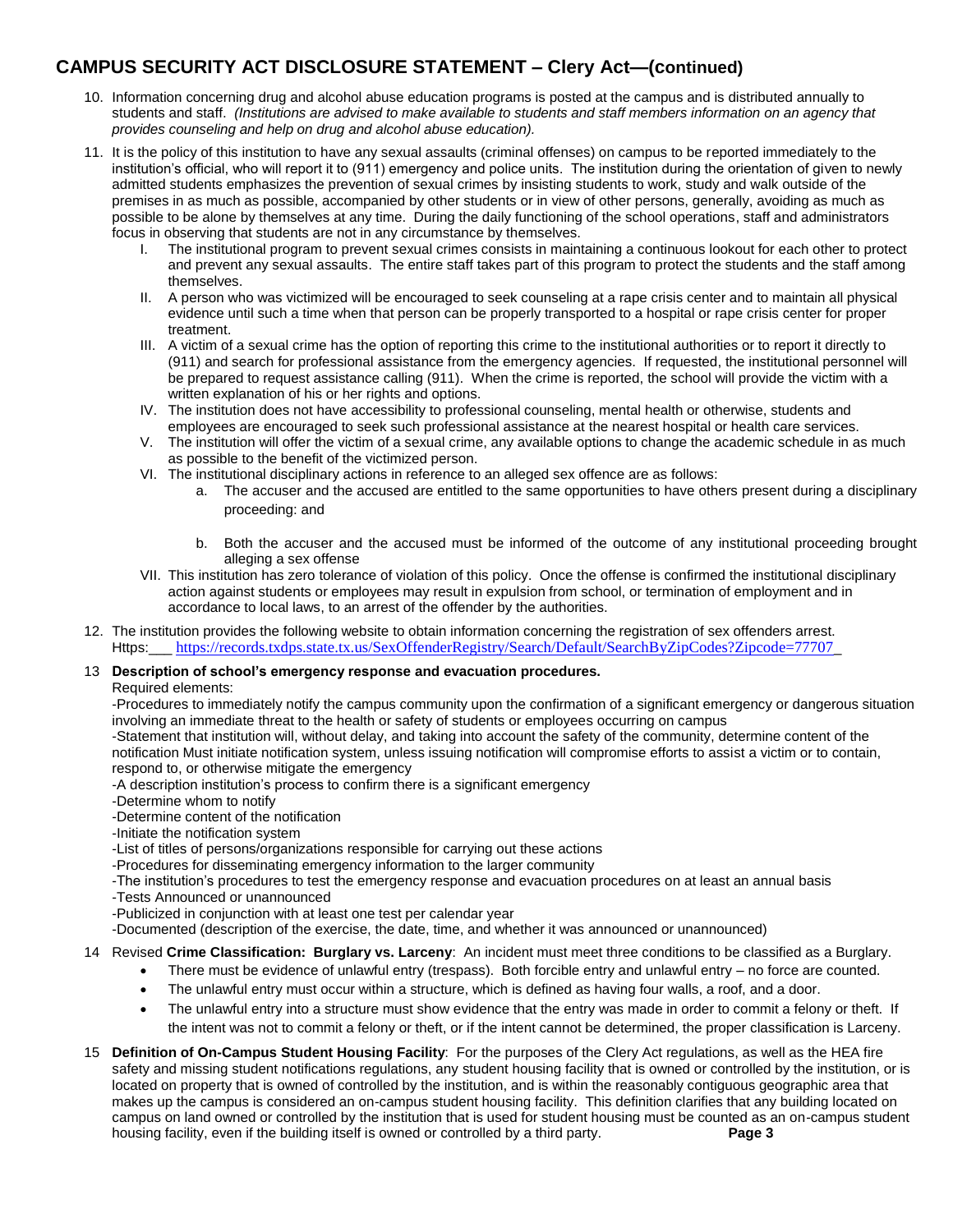## CAMPUS SECURITY ACT DISCLOSURE STATEMENT – Clery Act—(continued)

10. Information concerning drug and alcohol abuse education programs is posted at the campus and is distributed annually to students and staff. *(Institutions are advised to make available to students and staff members information on an agency that provides counseling and help on drug and alcohol abuse education).*

11. It is the policy of this institution to have any sexual assaults (criminal offenses) on campus to be reported immediately to the institution's official, who will report it to (911) emergency and police units. The institution during the orientation of given to newly admitted students emphasizes the prevention of sexual crimes by insisting students to work, study and walk outside of the premises in as much as possible, accompanied by other students or in view of other persons, generally, avoiding as much as possible to be alone by themselves at any time. During the daily functioning of the school operations, staff and administrators focus in observing that students are not in any circumstance by themselves.
    - I. The institutional program to prevent sexual crimes consists in maintaining a continuous lookout for each other to protect and prevent any sexual assaults. The entire staff takes part of this program to protect the students and the staff among themselves.
    - II. A person who was victimized will be encouraged to seek counseling at a rape crisis center and to maintain all physical evidence until such a time when that person can be properly transported to a hospital or rape crisis center for proper treatment.
    - III. A victim of a sexual crime has the option of reporting this crime to the institutional authorities or to report it directly to (911) and search for professional assistance from the emergency agencies. If requested, the institutional personnel will be prepared to request assistance calling (911). When the crime is reported, the school will provide the victim with a written explanation of his or her rights and options.
    - IV. The institution does not have accessibility to professional counseling, mental health or otherwise, students and employees are encouraged to seek such professional assistance at the nearest hospital or health care services.
    - V. The institution will offer the victim of a sexual crime, any available options to change the academic schedule in as much as possible to the benefit of the victimized person.
    - VI. The institutional disciplinary actions in reference to an alleged sex offence are as follows:
        - a. The accuser and the accused are entitled to the same opportunities to have others present during a disciplinary proceeding: and
        - b. Both the accuser and the accused must be informed of the outcome of any institutional proceeding brought alleging a sex offense
    - VII. This institution has zero tolerance of violation of this policy. Once the offense is confirmed the institutional disciplinary action against students or employees may result in expulsion from school, or termination of employment and in accordance to local laws, to an arrest of the offender by the authorities.

12. The institution provides the following website to obtain information concerning the registration of sex offenders arrest. Https:___ https://records.txdps.state.tx.us/SexOffenderRegistry/Search/Default/SearchByZipCodes?Zipcode=77707_

13 **Description of school's emergency response and evacuation procedures.**
Required elements:
-Procedures to immediately notify the campus community upon the confirmation of a significant emergency or dangerous situation involving an immediate threat to the health or safety of students or employees occurring on campus
-Statement that institution will, without delay, and taking into account the safety of the community, determine content of the notification Must initiate notification system, unless issuing notification will compromise efforts to assist a victim or to contain, respond to, or otherwise mitigate the emergency
-A description institution's process to confirm there is a significant emergency
-Determine whom to notify
-Determine content of the notification
-Initiate the notification system
-List of titles of persons/organizations responsible for carrying out these actions
-Procedures for disseminating emergency information to the larger community
-The institution's procedures to test the emergency response and evacuation procedures on at least an annual basis
-Tests Announced or unannounced
-Publicized in conjunction with at least one test per calendar year
-Documented (description of the exercise, the date, time, and whether it was announced or unannounced)

14 Revised **Crime Classification: Burglary vs. Larceny**: An incident must meet three conditions to be classified as a Burglary.
- There must be evidence of unlawful entry (trespass). Both forcible entry and unlawful entry – no force are counted.
- The unlawful entry must occur within a structure, which is defined as having four walls, a roof, and a door.
- The unlawful entry into a structure must show evidence that the entry was made in order to commit a felony or theft. If the intent was not to commit a felony or theft, or if the intent cannot be determined, the proper classification is Larceny.

15 **Definition of On-Campus Student Housing Facility**: For the purposes of the Clery Act regulations, as well as the HEA fire safety and missing student notifications regulations, any student housing facility that is owned or controlled by the institution, or is located on property that is owned of controlled by the institution, and is within the reasonably contiguous geographic area that makes up the campus is considered an on-campus student housing facility. This definition clarifies that any building located on campus on land owned or controlled by the institution that is used for student housing must be counted as an on-campus student housing facility, even if the building itself is owned or controlled by a third party.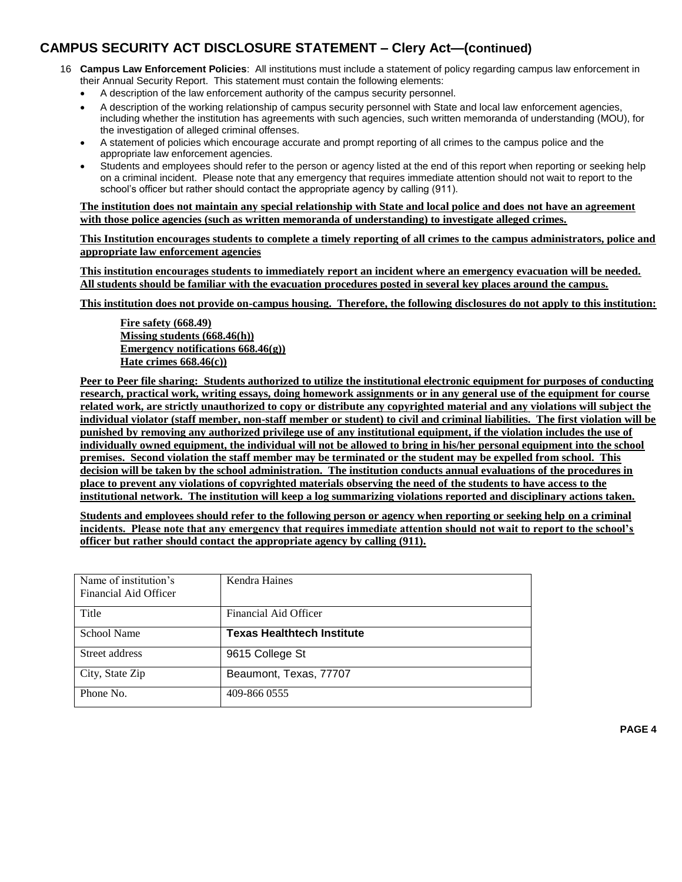## CAMPUS SECURITY ACT DISCLOSURE STATEMENT – Clery Act—(continued)

16 **Campus Law Enforcement Policies**: All institutions must include a statement of policy regarding campus law enforcement in their Annual Security Report. This statement must contain the following elements:

- A description of the law enforcement authority of the campus security personnel.
- A description of the working relationship of campus security personnel with State and local law enforcement agencies, including whether the institution has agreements with such agencies, such written memoranda of understanding (MOU), for the investigation of alleged criminal offenses.
- A statement of policies which encourage accurate and prompt reporting of all crimes to the campus police and the appropriate law enforcement agencies.
- Students and employees should refer to the person or agency listed at the end of this report when reporting or seeking help on a criminal incident. Please note that any emergency that requires immediate attention should not wait to report to the school's officer but rather should contact the appropriate agency by calling (911).

**The institution does not maintain any special relationship with State and local police and does not have an agreement with those police agencies (such as written memoranda of understanding) to investigate alleged crimes.**

**This Institution encourages students to complete a timely reporting of all crimes to the campus administrators, police and appropriate law enforcement agencies**

**This institution encourages students to immediately report an incident where an emergency evacuation will be needed. All students should be familiar with the evacuation procedures posted in several key places around the campus.**

**This institution does not provide on-campus housing. Therefore, the following disclosures do not apply to this institution:**

**Fire safety (668.49)**
**Missing students (668.46(h))**
**Emergency notifications 668.46(g))**
**Hate crimes 668.46(c))**

**Peer to Peer file sharing: Students authorized to utilize the institutional electronic equipment for purposes of conducting research, practical work, writing essays, doing homework assignments or in any general use of the equipment for course related work, are strictly unauthorized to copy or distribute any copyrighted material and any violations will subject the individual violator (staff member, non-staff member or student) to civil and criminal liabilities. The first violation will be punished by removing any authorized privilege use of any institutional equipment, if the violation includes the use of individually owned equipment, the individual will not be allowed to bring in his/her personal equipment into the school premises. Second violation the staff member may be terminated or the student may be expelled from school. This decision will be taken by the school administration. The institution conducts annual evaluations of the procedures in place to prevent any violations of copyrighted materials observing the need of the students to have access to the institutional network. The institution will keep a log summarizing violations reported and disciplinary actions taken.**

**Students and employees should refer to the following person or agency when reporting or seeking help on a criminal incidents. Please note that any emergency that requires immediate attention should not wait to report to the school's officer but rather should contact the appropriate agency by calling (911).**

| | |
|---|---|
| Name of institution's Financial Aid Officer | Kendra Haines |
| Title | Financial Aid Officer |
| School Name | **Texas Healthtech Institute** |
| Street address | 9615 College St |
| City, State Zip | Beaumont, Texas, 77707 |
| Phone No. | 409-866 0555 |